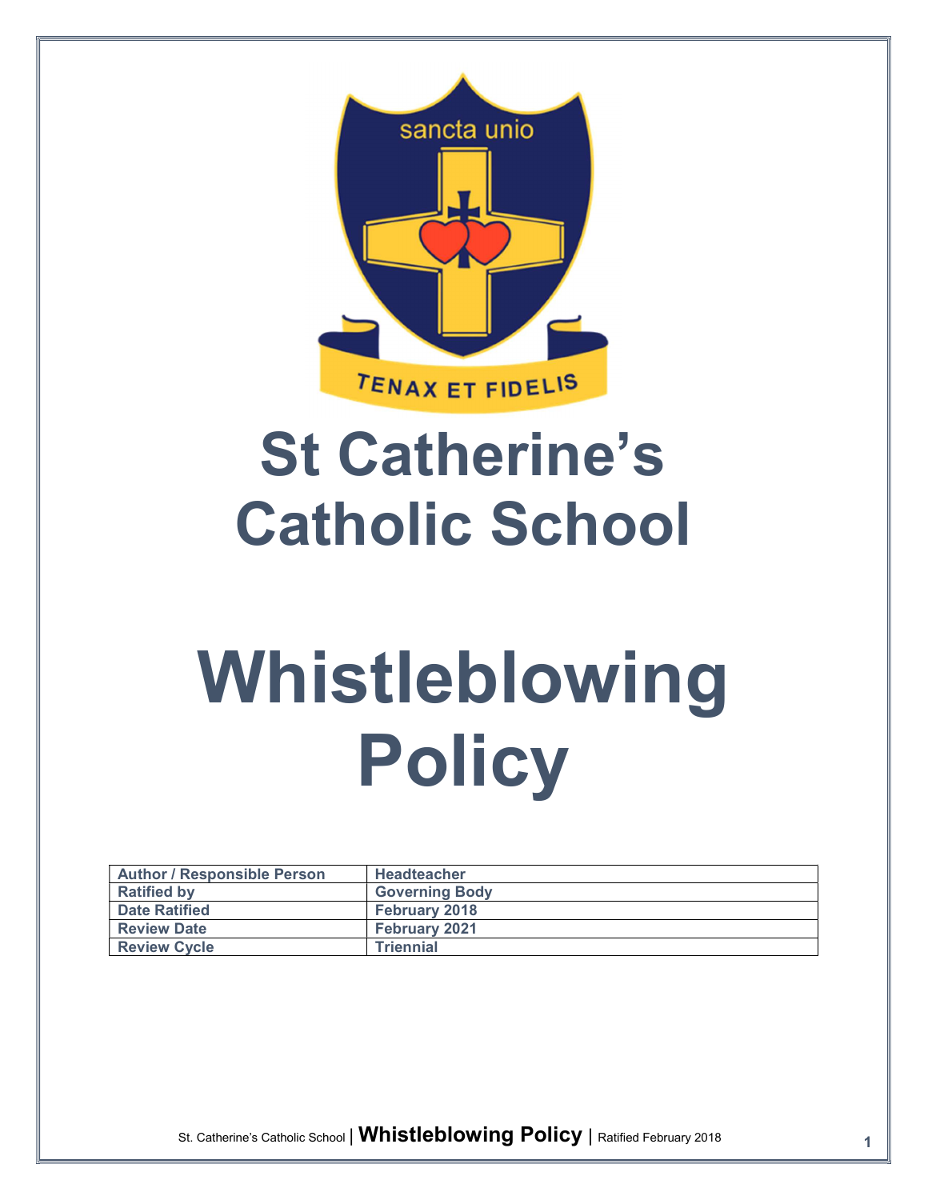# St Catherine's Catholic School

# Whistleblowing Policy

| Author / Responsible Person | Headteacher |
|---|---|
| Ratified by | Governing Body |
| Date Ratified | February 2018 |
| Review Date | February 2021 |
| Review Cycle | Triennial |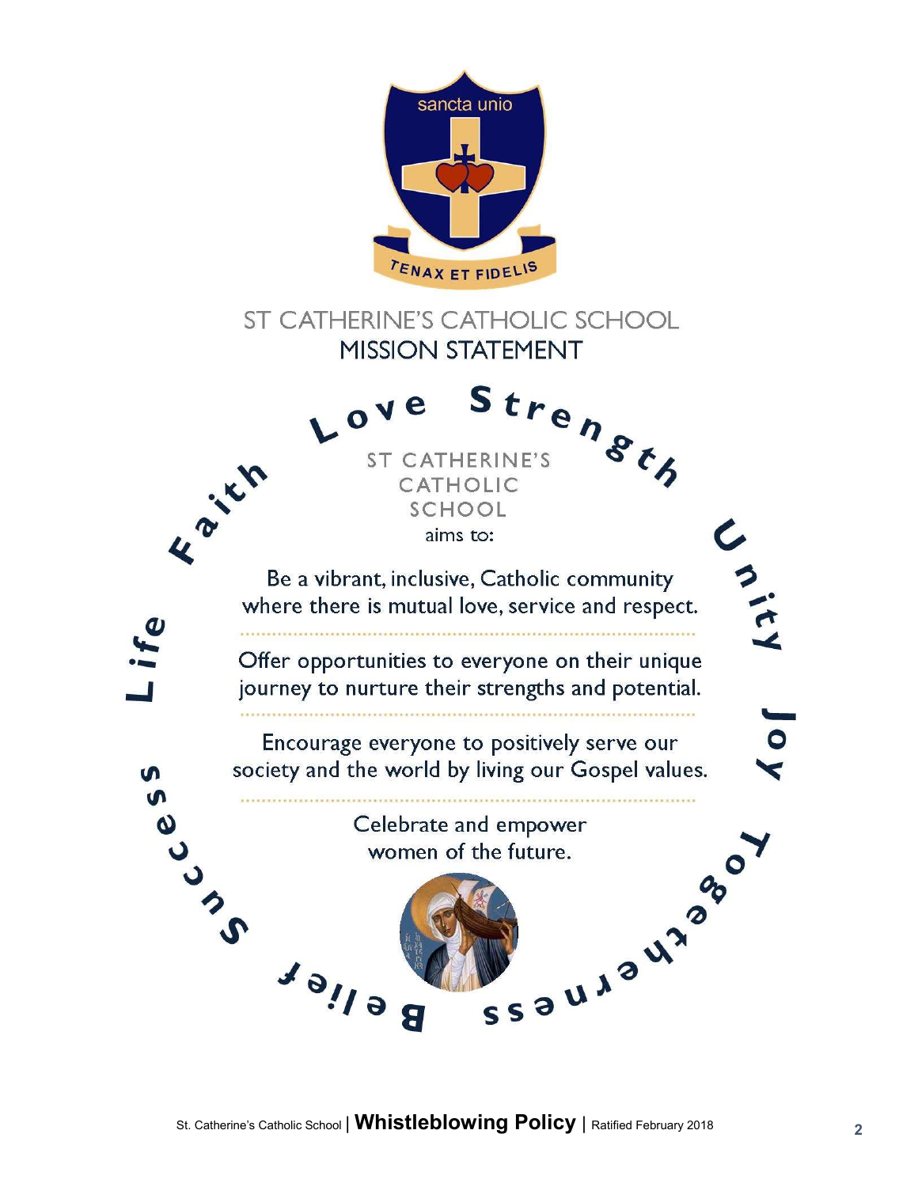sancta unio

TENAX ET FIDELIS

# ST CATHERINE'S CATHOLIC SCHOOL
## MISSION STATEMENT

Love Strength Unity Joy Togetherness Belief Success Life Faith

ST CATHERINE'S CATHOLIC SCHOOL aims to:

Be a vibrant, inclusive, Catholic community where there is mutual love, service and respect.

Offer opportunities to everyone on their unique journey to nurture their strengths and potential.

Encourage everyone to positively serve our society and the world by living our Gospel values.

Celebrate and empower women of the future.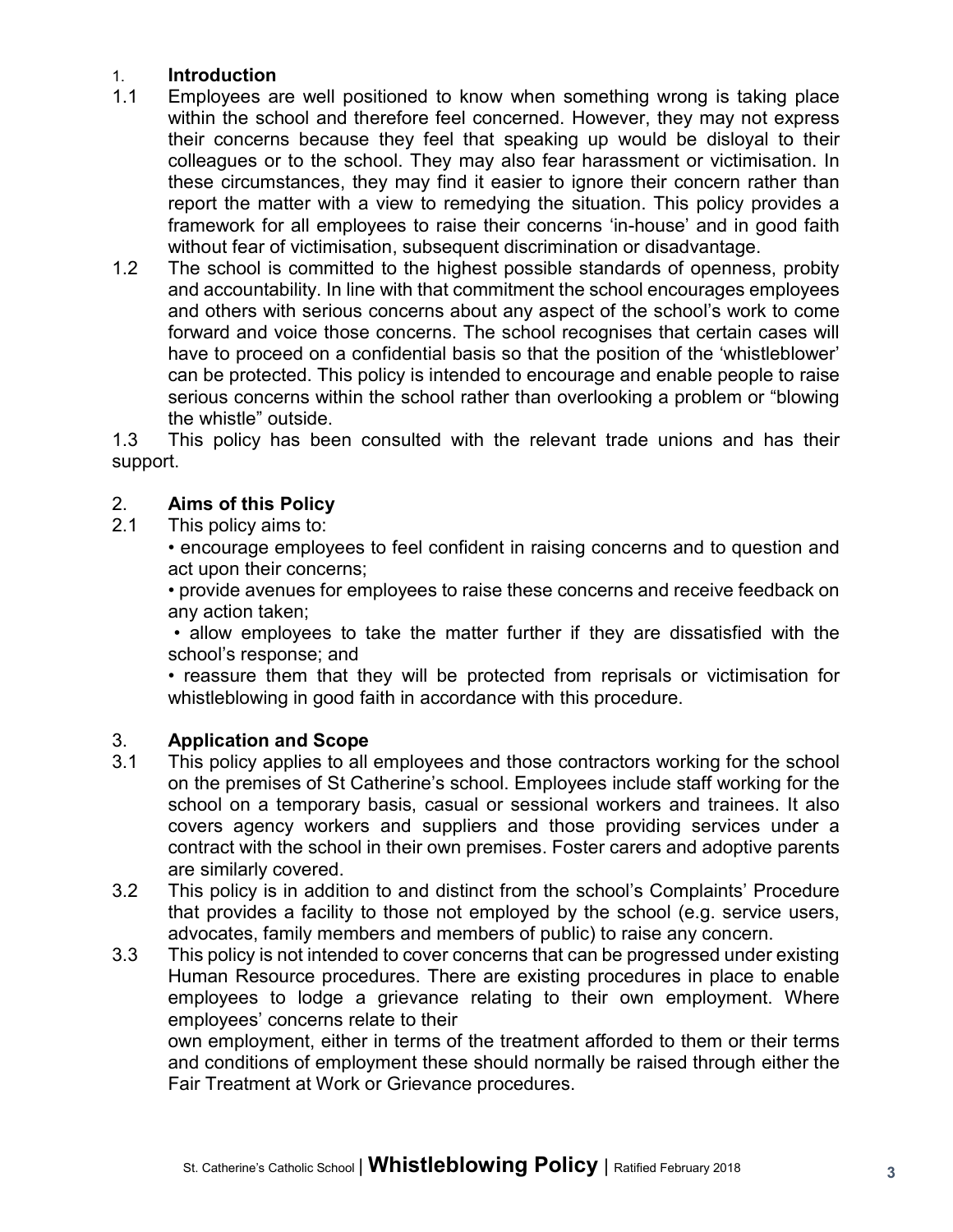## 1. Introduction

1.1 Employees are well positioned to know when something wrong is taking place within the school and therefore feel concerned. However, they may not express their concerns because they feel that speaking up would be disloyal to their colleagues or to the school. They may also fear harassment or victimisation. In these circumstances, they may find it easier to ignore their concern rather than report the matter with a view to remedying the situation. This policy provides a framework for all employees to raise their concerns 'in-house' and in good faith without fear of victimisation, subsequent discrimination or disadvantage.

1.2 The school is committed to the highest possible standards of openness, probity and accountability. In line with that commitment the school encourages employees and others with serious concerns about any aspect of the school's work to come forward and voice those concerns. The school recognises that certain cases will have to proceed on a confidential basis so that the position of the 'whistleblower' can be protected. This policy is intended to encourage and enable people to raise serious concerns within the school rather than overlooking a problem or "blowing the whistle" outside.

1.3 This policy has been consulted with the relevant trade unions and has their support.

## 2. Aims of this Policy

2.1 This policy aims to:

- encourage employees to feel confident in raising concerns and to question and act upon their concerns;
- provide avenues for employees to raise these concerns and receive feedback on any action taken;
- allow employees to take the matter further if they are dissatisfied with the school's response; and
- reassure them that they will be protected from reprisals or victimisation for whistleblowing in good faith in accordance with this procedure.

## 3. Application and Scope

3.1 This policy applies to all employees and those contractors working for the school on the premises of St Catherine's school. Employees include staff working for the school on a temporary basis, casual or sessional workers and trainees. It also covers agency workers and suppliers and those providing services under a contract with the school in their own premises. Foster carers and adoptive parents are similarly covered.

3.2 This policy is in addition to and distinct from the school's Complaints' Procedure that provides a facility to those not employed by the school (e.g. service users, advocates, family members and members of public) to raise any concern.

3.3 This policy is not intended to cover concerns that can be progressed under existing Human Resource procedures. There are existing procedures in place to enable employees to lodge a grievance relating to their own employment. Where employees' concerns relate to their own employment, either in terms of the treatment afforded to them or their terms and conditions of employment these should normally be raised through either the Fair Treatment at Work or Grievance procedures.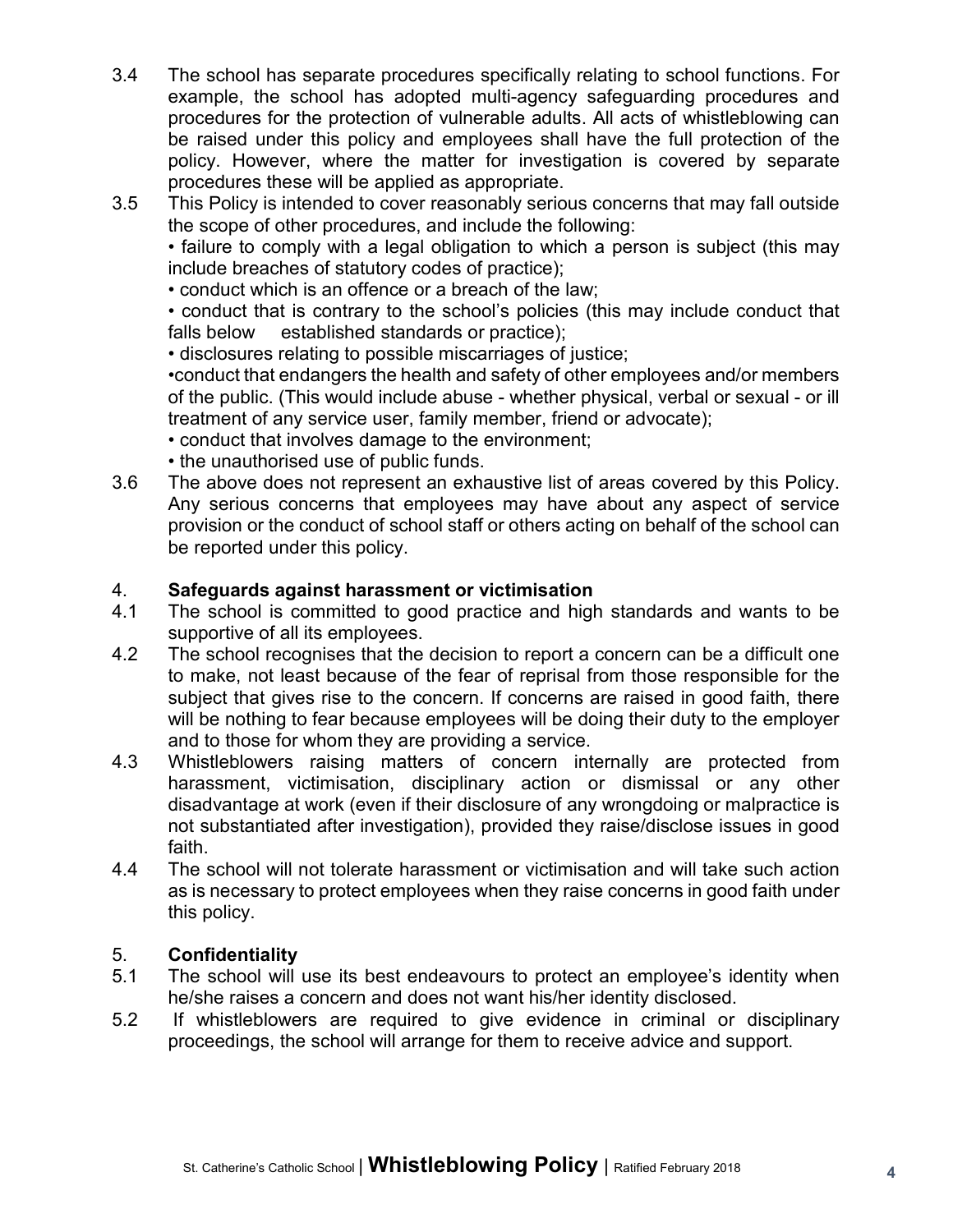3.4 The school has separate procedures specifically relating to school functions. For example, the school has adopted multi-agency safeguarding procedures and procedures for the protection of vulnerable adults. All acts of whistleblowing can be raised under this policy and employees shall have the full protection of the policy. However, where the matter for investigation is covered by separate procedures these will be applied as appropriate.

3.5 This Policy is intended to cover reasonably serious concerns that may fall outside the scope of other procedures, and include the following:

- failure to comply with a legal obligation to which a person is subject (this may include breaches of statutory codes of practice);
- conduct which is an offence or a breach of the law;
- conduct that is contrary to the school's policies (this may include conduct that falls below established standards or practice);
- disclosures relating to possible miscarriages of justice;
- conduct that endangers the health and safety of other employees and/or members of the public. (This would include abuse - whether physical, verbal or sexual - or ill treatment of any service user, family member, friend or advocate);
- conduct that involves damage to the environment;
- the unauthorised use of public funds.

3.6 The above does not represent an exhaustive list of areas covered by this Policy. Any serious concerns that employees may have about any aspect of service provision or the conduct of school staff or others acting on behalf of the school can be reported under this policy.

## 4. Safeguards against harassment or victimisation

4.1 The school is committed to good practice and high standards and wants to be supportive of all its employees.

4.2 The school recognises that the decision to report a concern can be a difficult one to make, not least because of the fear of reprisal from those responsible for the subject that gives rise to the concern. If concerns are raised in good faith, there will be nothing to fear because employees will be doing their duty to the employer and to those for whom they are providing a service.

4.3 Whistleblowers raising matters of concern internally are protected from harassment, victimisation, disciplinary action or dismissal or any other disadvantage at work (even if their disclosure of any wrongdoing or malpractice is not substantiated after investigation), provided they raise/disclose issues in good faith.

4.4 The school will not tolerate harassment or victimisation and will take such action as is necessary to protect employees when they raise concerns in good faith under this policy.

## 5. Confidentiality

5.1 The school will use its best endeavours to protect an employee's identity when he/she raises a concern and does not want his/her identity disclosed.

5.2 If whistleblowers are required to give evidence in criminal or disciplinary proceedings, the school will arrange for them to receive advice and support.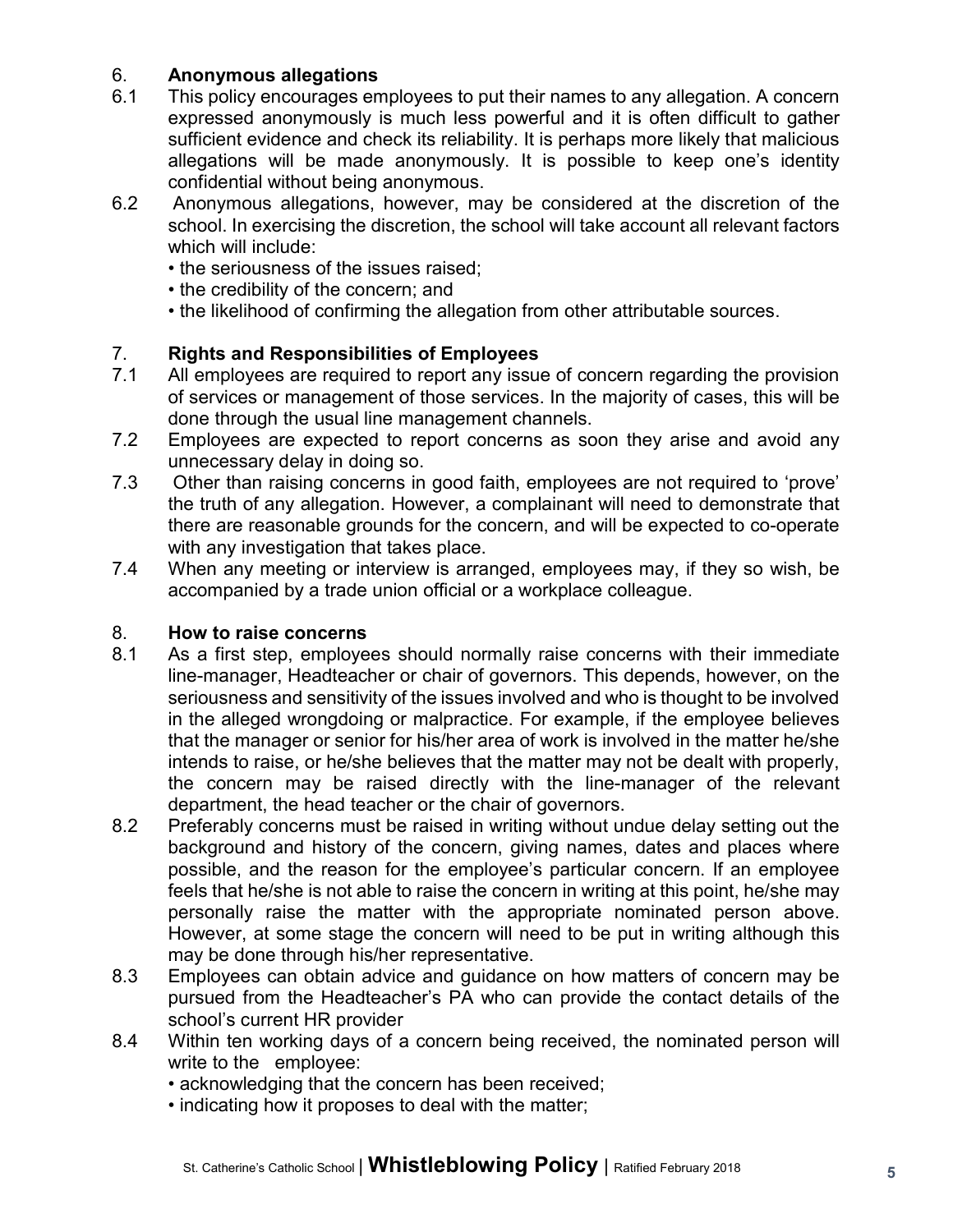## 6. Anonymous allegations

6.1 This policy encourages employees to put their names to any allegation. A concern expressed anonymously is much less powerful and it is often difficult to gather sufficient evidence and check its reliability. It is perhaps more likely that malicious allegations will be made anonymously. It is possible to keep one's identity confidential without being anonymous.

6.2 Anonymous allegations, however, may be considered at the discretion of the school. In exercising the discretion, the school will take account all relevant factors which will include:

- the seriousness of the issues raised;
- the credibility of the concern; and
- the likelihood of confirming the allegation from other attributable sources.

## 7. Rights and Responsibilities of Employees

7.1 All employees are required to report any issue of concern regarding the provision of services or management of those services. In the majority of cases, this will be done through the usual line management channels.

7.2 Employees are expected to report concerns as soon they arise and avoid any unnecessary delay in doing so.

7.3 Other than raising concerns in good faith, employees are not required to 'prove' the truth of any allegation. However, a complainant will need to demonstrate that there are reasonable grounds for the concern, and will be expected to co-operate with any investigation that takes place.

7.4 When any meeting or interview is arranged, employees may, if they so wish, be accompanied by a trade union official or a workplace colleague.

## 8. How to raise concerns

8.1 As a first step, employees should normally raise concerns with their immediate line-manager, Headteacher or chair of governors. This depends, however, on the seriousness and sensitivity of the issues involved and who is thought to be involved in the alleged wrongdoing or malpractice. For example, if the employee believes that the manager or senior for his/her area of work is involved in the matter he/she intends to raise, or he/she believes that the matter may not be dealt with properly, the concern may be raised directly with the line-manager of the relevant department, the head teacher or the chair of governors.

8.2 Preferably concerns must be raised in writing without undue delay setting out the background and history of the concern, giving names, dates and places where possible, and the reason for the employee's particular concern. If an employee feels that he/she is not able to raise the concern in writing at this point, he/she may personally raise the matter with the appropriate nominated person above. However, at some stage the concern will need to be put in writing although this may be done through his/her representative.

8.3 Employees can obtain advice and guidance on how matters of concern may be pursued from the Headteacher's PA who can provide the contact details of the school's current HR provider

8.4 Within ten working days of a concern being received, the nominated person will write to the employee:

- acknowledging that the concern has been received;
- indicating how it proposes to deal with the matter;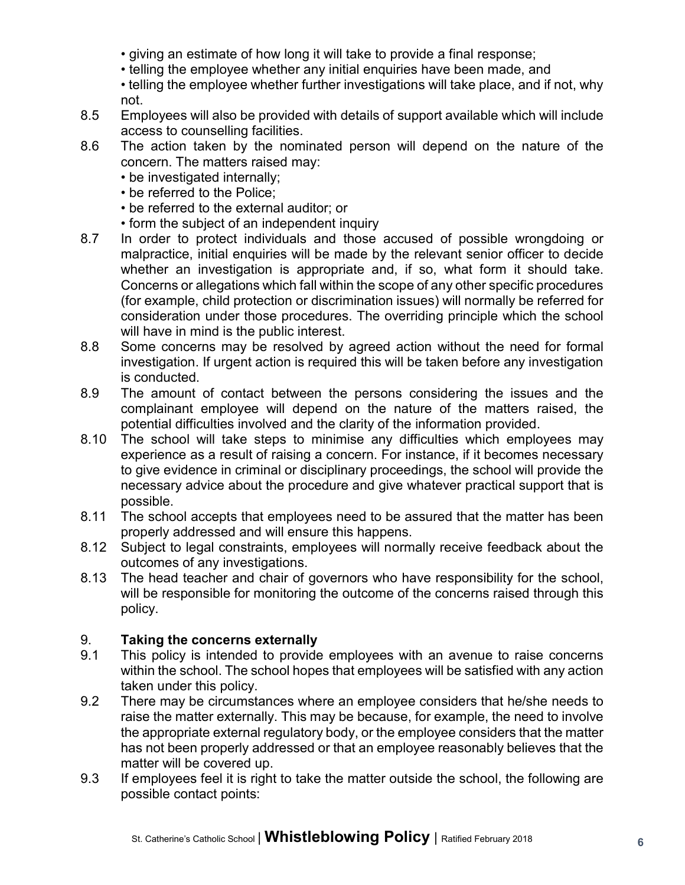- giving an estimate of how long it will take to provide a final response;
- telling the employee whether any initial enquiries have been made, and
- telling the employee whether further investigations will take place, and if not, why not.

8.5 Employees will also be provided with details of support available which will include access to counselling facilities.

8.6 The action taken by the nominated person will depend on the nature of the concern. The matters raised may:
- be investigated internally;
- be referred to the Police;
- be referred to the external auditor; or
- form the subject of an independent inquiry

8.7 In order to protect individuals and those accused of possible wrongdoing or malpractice, initial enquiries will be made by the relevant senior officer to decide whether an investigation is appropriate and, if so, what form it should take. Concerns or allegations which fall within the scope of any other specific procedures (for example, child protection or discrimination issues) will normally be referred for consideration under those procedures. The overriding principle which the school will have in mind is the public interest.

8.8 Some concerns may be resolved by agreed action without the need for formal investigation. If urgent action is required this will be taken before any investigation is conducted.

8.9 The amount of contact between the persons considering the issues and the complainant employee will depend on the nature of the matters raised, the potential difficulties involved and the clarity of the information provided.

8.10 The school will take steps to minimise any difficulties which employees may experience as a result of raising a concern. For instance, if it becomes necessary to give evidence in criminal or disciplinary proceedings, the school will provide the necessary advice about the procedure and give whatever practical support that is possible.

8.11 The school accepts that employees need to be assured that the matter has been properly addressed and will ensure this happens.

8.12 Subject to legal constraints, employees will normally receive feedback about the outcomes of any investigations.

8.13 The head teacher and chair of governors who have responsibility for the school, will be responsible for monitoring the outcome of the concerns raised through this policy.

## 9. Taking the concerns externally

9.1 This policy is intended to provide employees with an avenue to raise concerns within the school. The school hopes that employees will be satisfied with any action taken under this policy.

9.2 There may be circumstances where an employee considers that he/she needs to raise the matter externally. This may be because, for example, the need to involve the appropriate external regulatory body, or the employee considers that the matter has not been properly addressed or that an employee reasonably believes that the matter will be covered up.

9.3 If employees feel it is right to take the matter outside the school, the following are possible contact points: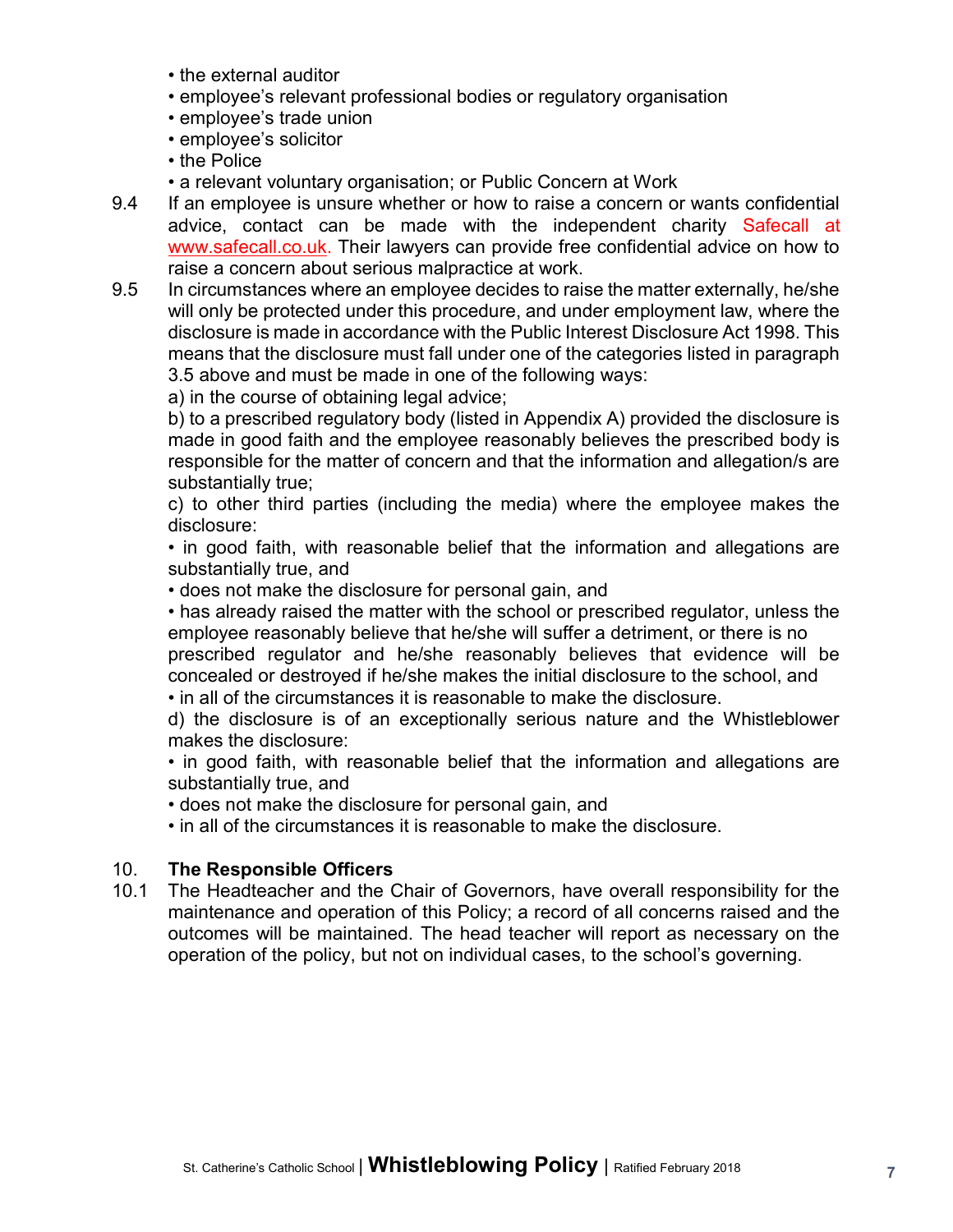- the external auditor
- employee's relevant professional bodies or regulatory organisation
- employee's trade union
- employee's solicitor
- the Police
- a relevant voluntary organisation; or Public Concern at Work

9.4 If an employee is unsure whether or how to raise a concern or wants confidential advice, contact can be made with the independent charity Safecall at www.safecall.co.uk. Their lawyers can provide free confidential advice on how to raise a concern about serious malpractice at work.

9.5 In circumstances where an employee decides to raise the matter externally, he/she will only be protected under this procedure, and under employment law, where the disclosure is made in accordance with the Public Interest Disclosure Act 1998. This means that the disclosure must fall under one of the categories listed in paragraph 3.5 above and must be made in one of the following ways:

a) in the course of obtaining legal advice;

b) to a prescribed regulatory body (listed in Appendix A) provided the disclosure is made in good faith and the employee reasonably believes the prescribed body is responsible for the matter of concern and that the information and allegation/s are substantially true;

c) to other third parties (including the media) where the employee makes the disclosure:

- in good faith, with reasonable belief that the information and allegations are substantially true, and
- does not make the disclosure for personal gain, and
- has already raised the matter with the school or prescribed regulator, unless the employee reasonably believe that he/she will suffer a detriment, or there is no prescribed regulator and he/she reasonably believes that evidence will be concealed or destroyed if he/she makes the initial disclosure to the school, and
- in all of the circumstances it is reasonable to make the disclosure.

d) the disclosure is of an exceptionally serious nature and the Whistleblower makes the disclosure:

- in good faith, with reasonable belief that the information and allegations are substantially true, and
- does not make the disclosure for personal gain, and
- in all of the circumstances it is reasonable to make the disclosure.

## 10. The Responsible Officers

10.1 The Headteacher and the Chair of Governors, have overall responsibility for the maintenance and operation of this Policy; a record of all concerns raised and the outcomes will be maintained. The head teacher will report as necessary on the operation of the policy, but not on individual cases, to the school's governing.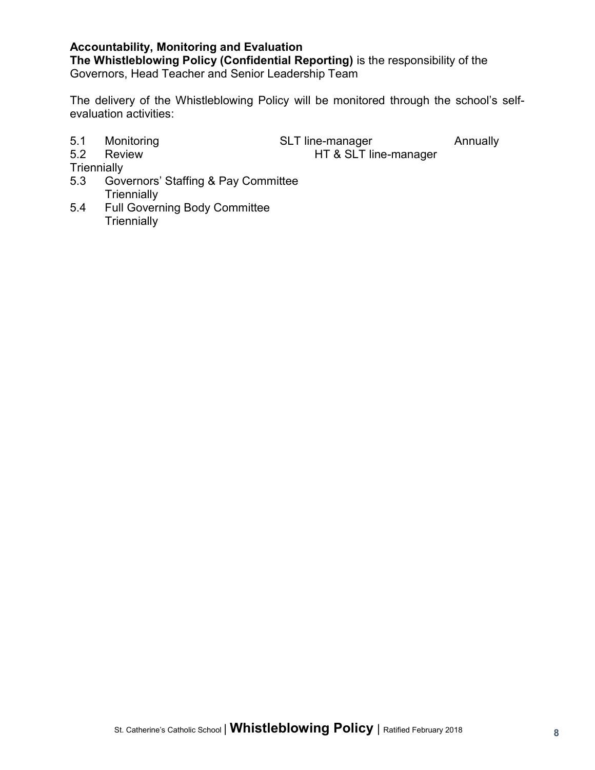**Accountability, Monitoring and Evaluation**

**The Whistleblowing Policy (Confidential Reporting)** is the responsibility of the Governors, Head Teacher and Senior Leadership Team

The delivery of the Whistleblowing Policy will be monitored through the school's self-evaluation activities:

5.1 Monitoring SLT line-manager Annually

5.2 Review HT & SLT line-manager Triennially

5.3 Governors' Staffing & Pay Committee Triennially

5.4 Full Governing Body Committee Triennially